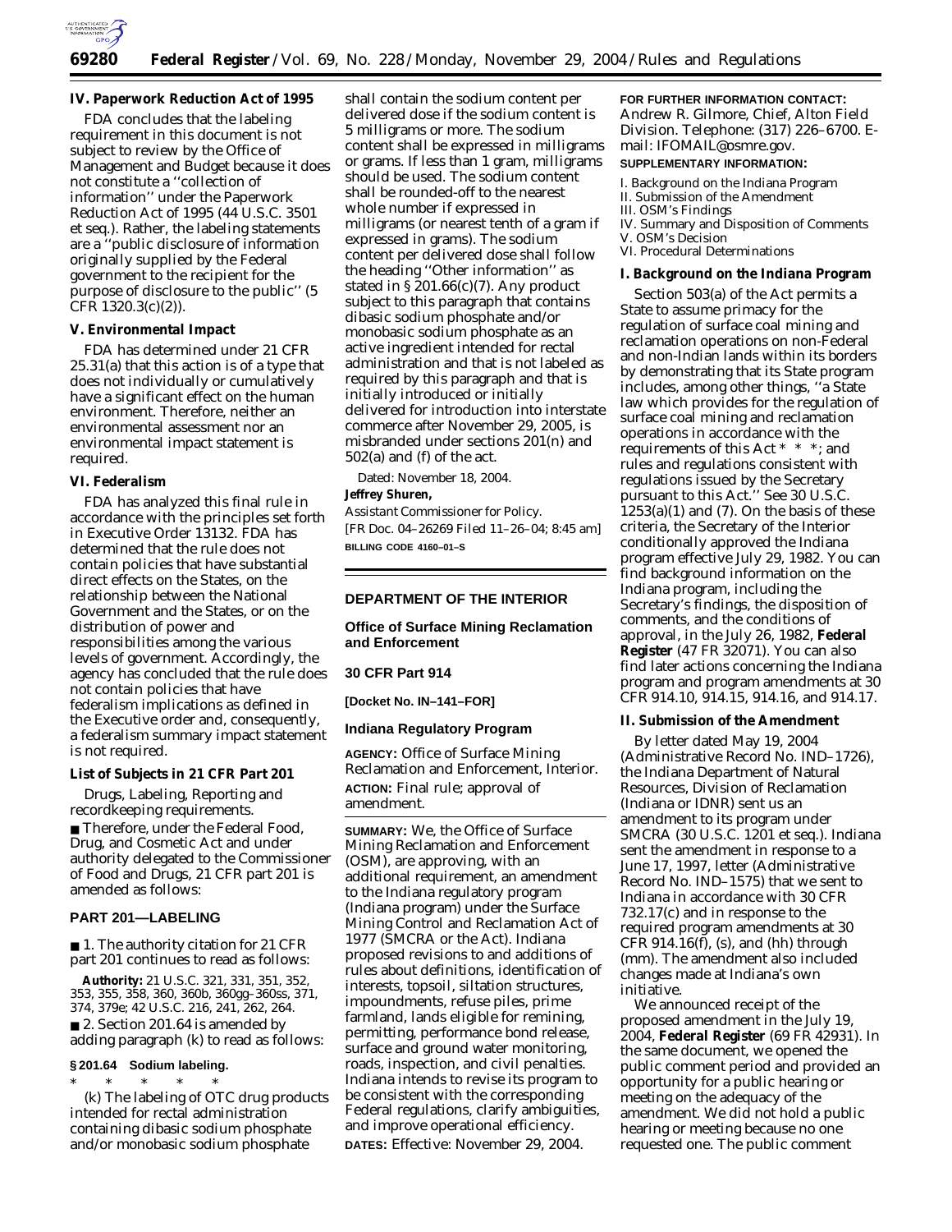## IV. Paperwork Reduction Act of 1995

FDA concludes that the labeling requirement in this document is not subject to review by the Office of Management and Budget because it does not constitute a ''collection of information'' under the Paperwork Reduction Act of 1995 (44 U.S.C. 3501 et seq.). Rather, the labeling statements are a ''public disclosure of information originally supplied by the Federal government to the recipient for the purpose of disclosure to the public'' (5 CFR 1320.3(c)(2)).

## V. Environmental Impact

FDA has determined under 21 CFR 25.31(a) that this action is of a type that does not individually or cumulatively have a significant effect on the human environment. Therefore, neither an environmental assessment nor an environmental impact statement is required.

## VI. Federalism

FDA has analyzed this final rule in accordance with the principles set forth in Executive Order 13132. FDA has determined that the rule does not contain policies that have substantial direct effects on the States, on the relationship between the National Government and the States, or on the distribution of power and responsibilities among the various levels of government. Accordingly, the agency has concluded that the rule does not contain policies that have federalism implications as defined in the Executive order and, consequently, a federalism summary impact statement is not required.

### List of Subjects in 21 CFR Part 201

Drugs, Labeling, Reporting and recordkeeping requirements.

■ Therefore, under the Federal Food, Drug, and Cosmetic Act and under authority delegated to the Commissioner of Food and Drugs, 21 CFR part 201 is amended as follows:

## PART 201—LABELING

■ 1. The authority citation for 21 CFR part 201 continues to read as follows:

**Authority:** 21 U.S.C. 321, 331, 351, 352, 353, 355, 358, 360, 360b, 360gg–360ss, 371, 374, 379e; 42 U.S.C. 216, 241, 262, 264.

■ 2. Section 201.64 is amended by adding paragraph (k) to read as follows:

### § 201.64 Sodium labeling.

\* \* \* \* \*

(k) The labeling of OTC drug products intended for rectal administration containing dibasic sodium phosphate and/or monobasic sodium phosphate shall contain the sodium content per delivered dose if the sodium content is 5 milligrams or more. The sodium content shall be expressed in milligrams or grams. If less than 1 gram, milligrams should be used. The sodium content shall be rounded-off to the nearest whole number if expressed in milligrams (or nearest tenth of a gram if expressed in grams). The sodium content per delivered dose shall follow the heading ''Other information'' as stated in § 201.66(c)(7). Any product subject to this paragraph that contains dibasic sodium phosphate and/or monobasic sodium phosphate as an active ingredient intended for rectal administration and that is not labeled as required by this paragraph and that is initially introduced or initially delivered for introduction into interstate commerce after November 29, 2005, is misbranded under sections 201(n) and 502(a) and (f) of the act.

Dated: November 18, 2004.

**Jeffrey Shuren,**

*Assistant Commissioner for Policy.*

[FR Doc. 04–26269 Filed 11–26–04; 8:45 am]

**BILLING CODE 4160–01–S**

---

# DEPARTMENT OF THE INTERIOR

## Office of Surface Mining Reclamation and Enforcement

## 30 CFR Part 914

**[Docket No. IN–141–FOR]**

## Indiana Regulatory Program

**AGENCY:** Office of Surface Mining Reclamation and Enforcement, Interior.

**ACTION:** Final rule; approval of amendment.

**SUMMARY:** We, the Office of Surface Mining Reclamation and Enforcement (OSM), are approving, with an additional requirement, an amendment to the Indiana regulatory program (Indiana program) under the Surface Mining Control and Reclamation Act of 1977 (SMCRA or the Act). Indiana proposed revisions to and additions of rules about definitions, identification of interests, topsoil, siltation structures, impoundments, refuse piles, prime farmland, lands eligible for remining, permitting, performance bond release, surface and ground water monitoring, roads, inspection, and civil penalties. Indiana intends to revise its program to be consistent with the corresponding Federal regulations, clarify ambiguities, and improve operational efficiency.

**DATES:** Effective: November 29, 2004.

**FOR FURTHER INFORMATION CONTACT:** Andrew R. Gilmore, Chief, Alton Field Division. Telephone: (317) 226–6700. E-mail: IFOMAIL@osmre.gov.

**SUPPLEMENTARY INFORMATION:**

I. Background on the Indiana Program
II. Submission of the Amendment
III. OSM's Findings
IV. Summary and Disposition of Comments
V. OSM's Decision
VI. Procedural Determinations

## I. Background on the Indiana Program

Section 503(a) of the Act permits a State to assume primacy for the regulation of surface coal mining and reclamation operations on non-Federal and non-Indian lands within its borders by demonstrating that its State program includes, among other things, ''a State law which provides for the regulation of surface coal mining and reclamation operations in accordance with the requirements of this Act \* \* \*; and rules and regulations consistent with regulations issued by the Secretary pursuant to this Act.'' See 30 U.S.C. 1253(a)(1) and (7). On the basis of these criteria, the Secretary of the Interior conditionally approved the Indiana program effective July 29, 1982. You can find background information on the Indiana program, including the Secretary's findings, the disposition of comments, and the conditions of approval, in the July 26, 1982, **Federal Register** (47 FR 32071). You can also find later actions concerning the Indiana program and program amendments at 30 CFR 914.10, 914.15, 914.16, and 914.17.

## II. Submission of the Amendment

By letter dated May 19, 2004 (Administrative Record No. IND–1726), the Indiana Department of Natural Resources, Division of Reclamation (Indiana or IDNR) sent us an amendment to its program under SMCRA (30 U.S.C. 1201 et seq.). Indiana sent the amendment in response to a June 17, 1997, letter (Administrative Record No. IND–1575) that we sent to Indiana in accordance with 30 CFR 732.17(c) and in response to the required program amendments at 30 CFR 914.16(f), (s), and (hh) through (mm). The amendment also included changes made at Indiana's own initiative.

We announced receipt of the proposed amendment in the July 19, 2004, **Federal Register** (69 FR 42931). In the same document, we opened the public comment period and provided an opportunity for a public hearing or meeting on the adequacy of the amendment. We did not hold a public hearing or meeting because no one requested one. The public comment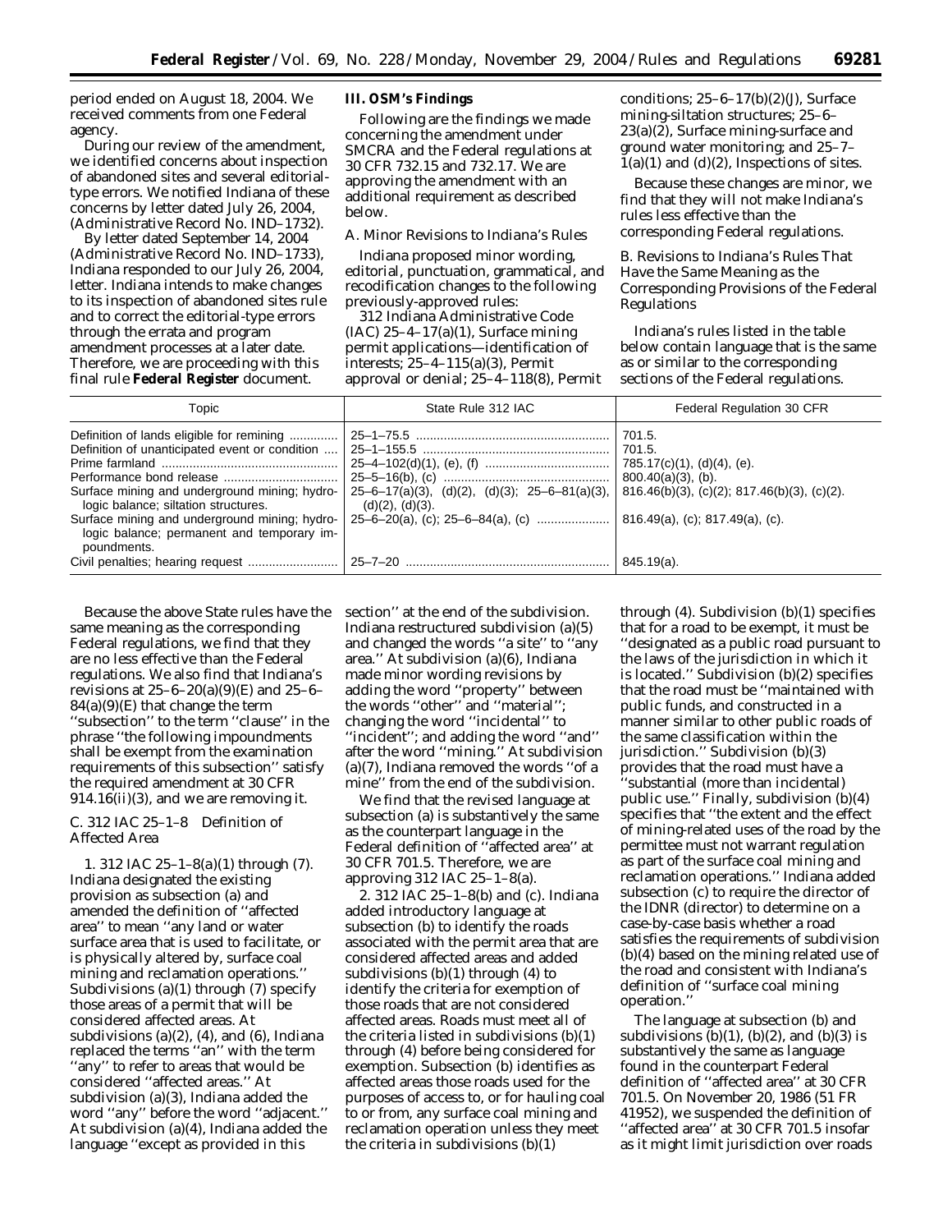period ended on August 18, 2004. We received comments from one Federal agency.

During our review of the amendment, we identified concerns about inspection of abandoned sites and several editorial-type errors. We notified Indiana of these concerns by letter dated July 26, 2004, (Administrative Record No. IND–1732).

By letter dated September 14, 2004 (Administrative Record No. IND–1733), Indiana responded to our July 26, 2004, letter. Indiana intends to make changes to its inspection of abandoned sites rule and to correct the editorial-type errors through the errata and program amendment processes at a later date. Therefore, we are proceeding with this final rule **Federal Register** document.

## III. OSM's Findings

Following are the findings we made concerning the amendment under SMCRA and the Federal regulations at 30 CFR 732.15 and 732.17. We are approving the amendment with an additional requirement as described below.

### A. Minor Revisions to Indiana's Rules

Indiana proposed minor wording, editorial, punctuation, grammatical, and recodification changes to the following previously-approved rules:

312 Indiana Administrative Code (IAC) 25–4–17(a)(1), Surface mining permit applications—identification of interests; 25–4–115(a)(3), Permit approval or denial; 25–4–118(8), Permit conditions; 25–6–17(b)(2)(J), Surface mining-siltation structures; 25–6–23(a)(2), Surface mining-surface and ground water monitoring; and 25–7–1(a)(1) and (d)(2), Inspections of sites.

Because these changes are minor, we find that they will not make Indiana's rules less effective than the corresponding Federal regulations.

### B. Revisions to Indiana's Rules That Have the Same Meaning as the Corresponding Provisions of the Federal Regulations

Indiana's rules listed in the table below contain language that is the same as or similar to the corresponding sections of the Federal regulations.

| Topic | State Rule 312 IAC | Federal Regulation 30 CFR |
|---|---|---|
| Definition of lands eligible for remining | 25–1–75.5 | 701.5. |
| Definition of unanticipated event or condition | 25–1–155.5 | 701.5. |
| Prime farmland | 25–4–102(d)(1), (e), (f) | 785.17(c)(1), (d)(4), (e). |
| Performance bond release | 25–5–16(b), (c) | 800.40(a)(3), (b). |
| Surface mining and underground mining; hydrologic balance; siltation structures. | 25–6–17(a)(3), (d)(2), (d)(3); 25–6–81(a)(3), (d)(2), (d)(3). | 816.46(b)(3), (c)(2); 817.46(b)(3), (c)(2). |
| Surface mining and underground mining; hydrologic balance; permanent and temporary impoundments. | 25–6–20(a), (c); 25–6–84(a), (c) | 816.49(a), (c); 817.49(a), (c). |
| Civil penalties; hearing request | 25–7–20 | 845.19(a). |

Because the above State rules have the same meaning as the corresponding Federal regulations, we find that they are no less effective than the Federal regulations. We also find that Indiana's revisions at 25–6–20(a)(9)(E) and 25–6–84(a)(9)(E) that change the term ''subsection'' to the term ''clause'' in the phrase ''the following impoundments shall be exempt from the examination requirements of this subsection'' satisfy the required amendment at 30 CFR 914.16(ii)(3), and we are removing it.

### C. 312 IAC 25–1–8 Definition of Affected Area

1. *312 IAC 25–1–8(a)(1) through (7).* Indiana designated the existing provision as subsection (a) and amended the definition of ''affected area'' to mean ''any land or water surface area that is used to facilitate, or is physically altered by, surface coal mining and reclamation operations.'' Subdivisions (a)(1) through (7) specify those areas of a permit that will be considered affected areas. At subdivisions (a)(2), (4), and (6), Indiana replaced the terms ''an'' with the term ''any'' to refer to areas that would be considered ''affected areas.'' At subdivision (a)(3), Indiana added the word ''any'' before the word ''adjacent.'' At subdivision (a)(4), Indiana added the language ''except as provided in this section'' at the end of the subdivision. Indiana restructured subdivision (a)(5) and changed the words ''a site'' to ''any area.'' At subdivision (a)(6), Indiana made minor wording revisions by adding the word ''property'' between the words ''other'' and ''material''; changing the word ''incidental'' to ''incident''; and adding the word ''and'' after the word ''mining.'' At subdivision (a)(7), Indiana removed the words ''of a mine'' from the end of the subdivision.

We find that the revised language at subsection (a) is substantively the same as the counterpart language in the Federal definition of ''affected area'' at 30 CFR 701.5. Therefore, we are approving 312 IAC 25–1–8(a).

2. *312 IAC 25–1–8(b) and (c).* Indiana added introductory language at subsection (b) to identify the roads associated with the permit area that are considered affected areas and added subdivisions (b)(1) through (4) to identify the criteria for exemption of those roads that are not considered affected areas. Roads must meet all of the criteria listed in subdivisions (b)(1) through (4) before being considered for exemption. Subsection (b) identifies as affected areas those roads used for the purposes of access to, or for hauling coal to or from, any surface coal mining and reclamation operation unless they meet the criteria in subdivisions (b)(1) through (4). Subdivision (b)(1) specifies that for a road to be exempt, it must be ''designated as a public road pursuant to the laws of the jurisdiction in which it is located.'' Subdivision (b)(2) specifies that the road must be ''maintained with public funds, and constructed in a manner similar to other public roads of the same classification within the jurisdiction.'' Subdivision (b)(3) provides that the road must have a ''substantial (more than incidental) public use.'' Finally, subdivision (b)(4) specifies that ''the extent and the effect of mining-related uses of the road by the permittee must not warrant regulation as part of the surface coal mining and reclamation operations.'' Indiana added subsection (c) to require the director of the IDNR (director) to determine on a case-by-case basis whether a road satisfies the requirements of subdivision (b)(4) based on the mining related use of the road and consistent with Indiana's definition of ''surface coal mining operation.''

The language at subsection (b) and subdivisions (b)(1), (b)(2), and (b)(3) is substantively the same as language found in the counterpart Federal definition of ''affected area'' at 30 CFR 701.5. On November 20, 1986 (51 FR 41952), we suspended the definition of ''affected area'' at 30 CFR 701.5 insofar as it might limit jurisdiction over roads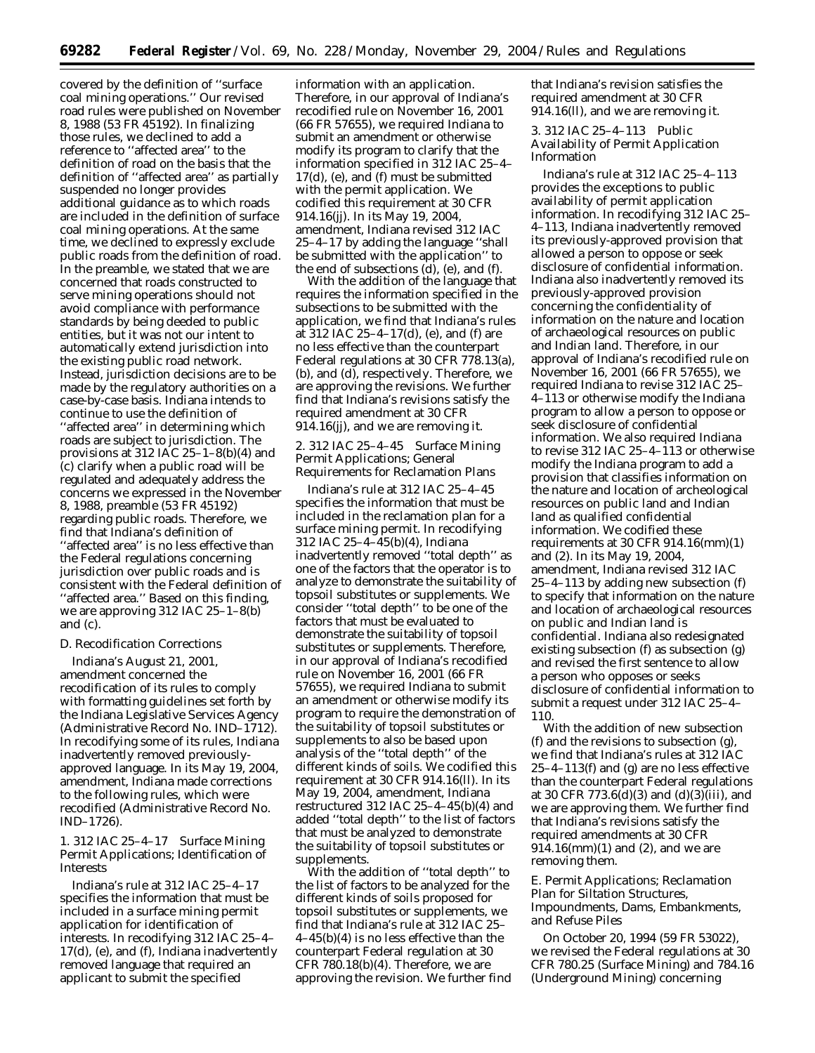covered by the definition of ''surface coal mining operations.'' Our revised road rules were published on November 8, 1988 (53 FR 45192). In finalizing those rules, we declined to add a reference to ''affected area'' to the definition of road on the basis that the definition of ''affected area'' as partially suspended no longer provides additional guidance as to which roads are included in the definition of surface coal mining operations. At the same time, we declined to expressly exclude public roads from the definition of road. In the preamble, we stated that we are concerned that roads constructed to serve mining operations should not avoid compliance with performance standards by being deeded to public entities, but it was not our intent to automatically extend jurisdiction into the existing public road network. Instead, jurisdiction decisions are to be made by the regulatory authorities on a case-by-case basis. Indiana intends to continue to use the definition of ''affected area'' in determining which roads are subject to jurisdiction. The provisions at 312 IAC 25–1–8(b)(4) and (c) clarify when a public road will be regulated and adequately address the concerns we expressed in the November 8, 1988, preamble (53 FR 45192) regarding public roads. Therefore, we find that Indiana's definition of ''affected area'' is no less effective than the Federal regulations concerning jurisdiction over public roads and is consistent with the Federal definition of ''affected area.'' Based on this finding, we are approving 312 IAC 25–1–8(b) and (c).

## D. Recodification Corrections

Indiana's August 21, 2001, amendment concerned the recodification of its rules to comply with formatting guidelines set forth by the Indiana Legislative Services Agency (Administrative Record No. IND–1712). In recodifying some of its rules, Indiana inadvertently removed previously-approved language. In its May 19, 2004, amendment, Indiana made corrections to the following rules, which were recodified (Administrative Record No. IND–1726).

### 1. 312 IAC 25–4–17 Surface Mining Permit Applications; Identification of Interests

Indiana's rule at 312 IAC 25–4–17 specifies the information that must be included in a surface mining permit application for identification of interests. In recodifying 312 IAC 25–4–17(d), (e), and (f), Indiana inadvertently removed language that required an applicant to submit the specified information with an application. Therefore, in our approval of Indiana's recodified rule on November 16, 2001 (66 FR 57655), we required Indiana to submit an amendment or otherwise modify its program to clarify that the information specified in 312 IAC 25–4–17(d), (e), and (f) must be submitted with the permit application. We codified this requirement at 30 CFR 914.16(jj). In its May 19, 2004, amendment, Indiana revised 312 IAC 25–4–17 by adding the language ''shall be submitted with the application'' to the end of subsections (d), (e), and (f).

With the addition of the language that requires the information specified in the subsections to be submitted with the application, we find that Indiana's rules at 312 IAC 25–4–17(d), (e), and (f) are no less effective than the counterpart Federal regulations at 30 CFR 778.13(a), (b), and (d), respectively. Therefore, we are approving the revisions. We further find that Indiana's revisions satisfy the required amendment at 30 CFR 914.16(jj), and we are removing it.

### 2. 312 IAC 25–4–45 Surface Mining Permit Applications; General Requirements for Reclamation Plans

Indiana's rule at 312 IAC 25–4–45 specifies the information that must be included in the reclamation plan for a surface mining permit. In recodifying 312 IAC 25–4–45(b)(4), Indiana inadvertently removed ''total depth'' as one of the factors that the operator is to analyze to demonstrate the suitability of topsoil substitutes or supplements. We consider ''total depth'' to be one of the factors that must be evaluated to demonstrate the suitability of topsoil substitutes or supplements. Therefore, in our approval of Indiana's recodified rule on November 16, 2001 (66 FR 57655), we required Indiana to submit an amendment or otherwise modify its program to require the demonstration of the suitability of topsoil substitutes or supplements to also be based upon analysis of the ''total depth'' of the different kinds of soils. We codified this requirement at 30 CFR 914.16(ll). In its May 19, 2004, amendment, Indiana restructured 312 IAC 25–4–45(b)(4) and added ''total depth'' to the list of factors that must be analyzed to demonstrate the suitability of topsoil substitutes or supplements.

With the addition of ''total depth'' to the list of factors to be analyzed for the different kinds of soils proposed for topsoil substitutes or supplements, we find that Indiana's rule at 312 IAC 25–4–45(b)(4) is no less effective than the counterpart Federal regulation at 30 CFR 780.18(b)(4). Therefore, we are approving the revision. We further find that Indiana's revision satisfies the required amendment at 30 CFR 914.16(ll), and we are removing it.

### 3. 312 IAC 25–4–113 Public Availability of Permit Application Information

Indiana's rule at 312 IAC 25–4–113 provides the exceptions to public availability of permit application information. In recodifying 312 IAC 25–4–113, Indiana inadvertently removed its previously-approved provision that allowed a person to oppose or seek disclosure of confidential information. Indiana also inadvertently removed its previously-approved provision concerning the confidentiality of information on the nature and location of archaeological resources on public and Indian land. Therefore, in our approval of Indiana's recodified rule on November 16, 2001 (66 FR 57655), we required Indiana to revise 312 IAC 25–4–113 or otherwise modify the Indiana program to allow a person to oppose or seek disclosure of confidential information. We also required Indiana to revise 312 IAC 25–4–113 or otherwise modify the Indiana program to add a provision that classifies information on the nature and location of archeological resources on public land and Indian land as qualified confidential information. We codified these requirements at 30 CFR 914.16(mm)(1) and (2). In its May 19, 2004, amendment, Indiana revised 312 IAC 25–4–113 by adding new subsection (f) to specify that information on the nature and location of archaeological resources on public and Indian land is confidential. Indiana also redesignated existing subsection (f) as subsection (g) and revised the first sentence to allow a person who opposes or seeks disclosure of confidential information to submit a request under 312 IAC 25–4–110.

With the addition of new subsection (f) and the revisions to subsection (g), we find that Indiana's rules at 312 IAC 25–4–113(f) and (g) are no less effective than the counterpart Federal regulations at 30 CFR 773.6(d)(3) and (d)(3)(iii), and we are approving them. We further find that Indiana's revisions satisfy the required amendments at 30 CFR 914.16(mm)(1) and (2), and we are removing them.

## E. Permit Applications; Reclamation Plan for Siltation Structures, Impoundments, Dams, Embankments, and Refuse Piles

On October 20, 1994 (59 FR 53022), we revised the Federal regulations at 30 CFR 780.25 (Surface Mining) and 784.16 (Underground Mining) concerning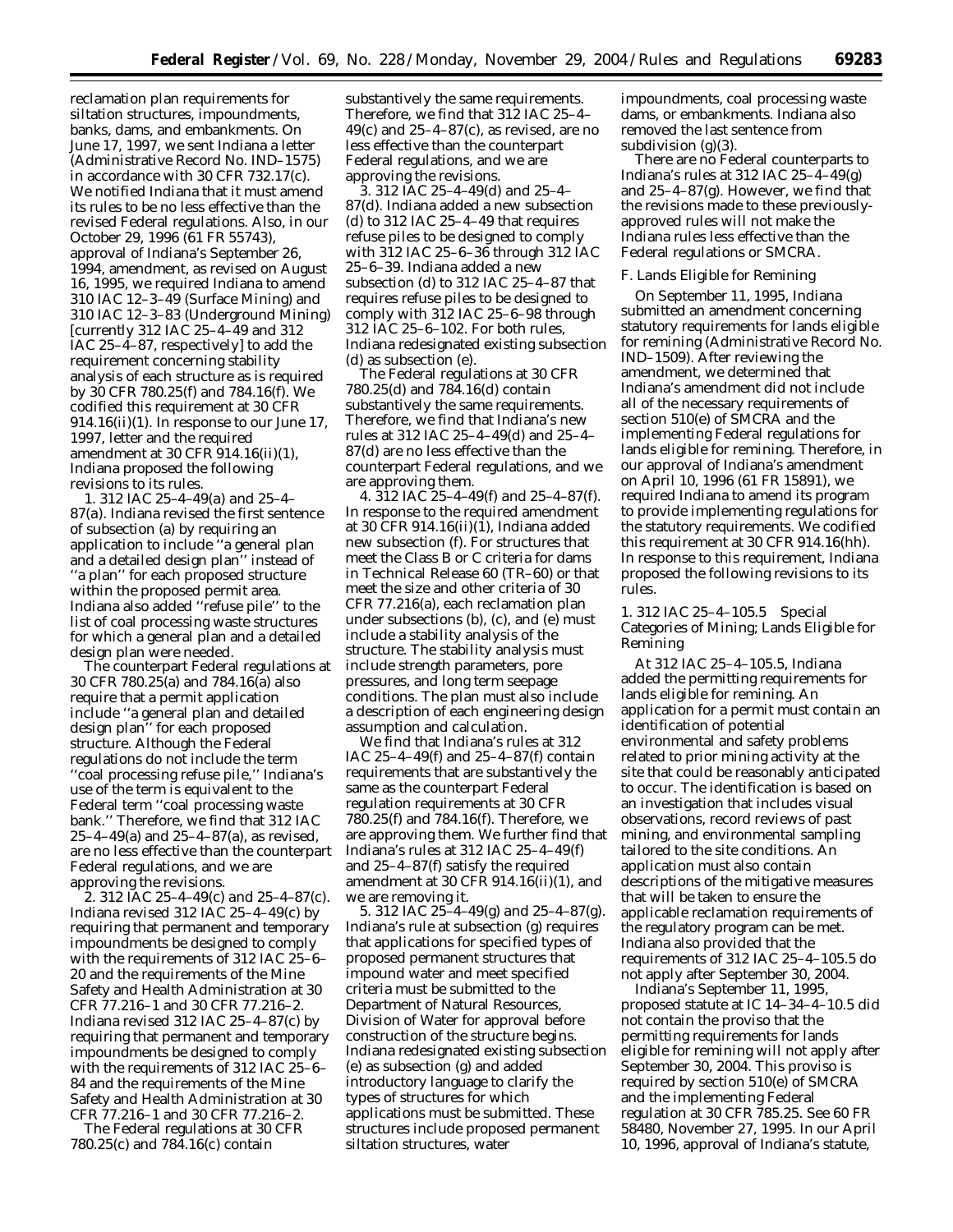reclamation plan requirements for siltation structures, impoundments, banks, dams, and embankments. On June 17, 1997, we sent Indiana a letter (Administrative Record No. IND–1575) in accordance with 30 CFR 732.17(c). We notified Indiana that it must amend its rules to be no less effective than the revised Federal regulations. Also, in our October 29, 1996 (61 FR 55743), approval of Indiana's September 26, 1994, amendment, as revised on August 16, 1995, we required Indiana to amend 310 IAC 12–3–49 (Surface Mining) and 310 IAC 12–3–83 (Underground Mining) [currently 312 IAC 25–4–49 and 312 IAC 25–4–87, respectively] to add the requirement concerning stability analysis of each structure as is required by 30 CFR 780.25(f) and 784.16(f). We codified this requirement at 30 CFR 914.16(ii)(1). In response to our June 17, 1997, letter and the required amendment at 30 CFR 914.16(ii)(1), Indiana proposed the following revisions to its rules.

1. *312 IAC 25–4–49(a) and 25–4–87(a).* Indiana revised the first sentence of subsection (a) by requiring an application to include "a general plan and a detailed design plan" instead of "a plan" for each proposed structure within the proposed permit area. Indiana also added "refuse pile" to the list of coal processing waste structures for which a general plan and a detailed design plan were needed.

The counterpart Federal regulations at 30 CFR 780.25(a) and 784.16(a) also require that a permit application include "a general plan and detailed design plan" for each proposed structure. Although the Federal regulations do not include the term "coal processing refuse pile," Indiana's use of the term is equivalent to the Federal term "coal processing waste bank." Therefore, we find that 312 IAC 25–4–49(a) and 25–4–87(a), as revised, are no less effective than the counterpart Federal regulations, and we are approving the revisions.

2. *312 IAC 25–4–49(c) and 25–4–87(c).* Indiana revised 312 IAC 25–4–49(c) by requiring that permanent and temporary impoundments be designed to comply with the requirements of 312 IAC 25–6–20 and the requirements of the Mine Safety and Health Administration at 30 CFR 77.216–1 and 30 CFR 77.216–2. Indiana revised 312 IAC 25–4–87(c) by requiring that permanent and temporary impoundments be designed to comply with the requirements of 312 IAC 25–6–84 and the requirements of the Mine Safety and Health Administration at 30 CFR 77.216–1 and 30 CFR 77.216–2.

The Federal regulations at 30 CFR 780.25(c) and 784.16(c) contain substantively the same requirements. Therefore, we find that 312 IAC 25–4–49(c) and 25–4–87(c), as revised, are no less effective than the counterpart Federal regulations, and we are approving the revisions.

3. *312 IAC 25–4–49(d) and 25–4–87(d).* Indiana added a new subsection (d) to 312 IAC 25–4–49 that requires refuse piles to be designed to comply with 312 IAC 25–6–36 through 312 IAC 25–6–39. Indiana added a new subsection (d) to 312 IAC 25–4–87 that requires refuse piles to be designed to comply with 312 IAC 25–6–98 through 312 IAC 25–6–102. For both rules, Indiana redesignated existing subsection (d) as subsection (e).

The Federal regulations at 30 CFR 780.25(d) and 784.16(d) contain substantively the same requirements. Therefore, we find that Indiana's new rules at 312 IAC 25–4–49(d) and 25–4–87(d) are no less effective than the counterpart Federal regulations, and we are approving them.

4. *312 IAC 25–4–49(f) and 25–4–87(f).* In response to the required amendment at 30 CFR 914.16(ii)(1), Indiana added new subsection (f). For structures that meet the Class B or C criteria for dams in Technical Release 60 (TR–60) or that meet the size and other criteria of 30 CFR 77.216(a), each reclamation plan under subsections (b), (c), and (e) must include a stability analysis of the structure. The stability analysis must include strength parameters, pore pressures, and long term seepage conditions. The plan must also include a description of each engineering design assumption and calculation.

We find that Indiana's rules at 312 IAC 25–4–49(f) and 25–4–87(f) contain requirements that are substantively the same as the counterpart Federal regulation requirements at 30 CFR 780.25(f) and 784.16(f). Therefore, we are approving them. We further find that Indiana's rules at 312 IAC 25–4–49(f) and 25–4–87(f) satisfy the required amendment at 30 CFR 914.16(ii)(1), and we are removing it.

5. *312 IAC 25–4–49(g) and 25–4–87(g).* Indiana's rule at subsection (g) requires that applications for specified types of proposed permanent structures that impound water and meet specified criteria must be submitted to the Department of Natural Resources, Division of Water for approval before construction of the structure begins. Indiana redesignated existing subsection (e) as subsection (g) and added introductory language to clarify the types of structures for which applications must be submitted. These structures include proposed permanent siltation structures, water impoundments, coal processing waste dams, or embankments. Indiana also removed the last sentence from subdivision (g)(3).

There are no Federal counterparts to Indiana's rules at 312 IAC 25–4–49(g) and 25–4–87(g). However, we find that the revisions made to these previously-approved rules will not make the Indiana rules less effective than the Federal regulations or SMCRA.

*F. Lands Eligible for Remining*

On September 11, 1995, Indiana submitted an amendment concerning statutory requirements for lands eligible for remining (Administrative Record No. IND–1509). After reviewing the amendment, we determined that Indiana's amendment did not include all of the necessary requirements of section 510(e) of SMCRA and the implementing Federal regulations for lands eligible for remining. Therefore, in our approval of Indiana's amendment on April 10, 1996 (61 FR 15891), we required Indiana to amend its program to provide implementing regulations for the statutory requirements. We codified this requirement at 30 CFR 914.16(hh). In response to this requirement, Indiana proposed the following revisions to its rules.

*1. 312 IAC 25–4–105.5 Special Categories of Mining; Lands Eligible for Remining*

At 312 IAC 25–4–105.5, Indiana added the permitting requirements for lands eligible for remining. An application for a permit must contain an identification of potential environmental and safety problems related to prior mining activity at the site that could be reasonably anticipated to occur. The identification is based on an investigation that includes visual observations, record reviews of past mining, and environmental sampling tailored to the site conditions. An application must also contain descriptions of the mitigative measures that will be taken to ensure the applicable reclamation requirements of the regulatory program can be met. Indiana also provided that the requirements of 312 IAC 25–4–105.5 do not apply after September 30, 2004.

Indiana's September 11, 1995, proposed statute at IC 14–34–4–10.5 did not contain the proviso that the permitting requirements for lands eligible for remining will not apply after September 30, 2004. This proviso is required by section 510(e) of SMCRA and the implementing Federal regulation at 30 CFR 785.25. See 60 FR 58480, November 27, 1995. In our April 10, 1996, approval of Indiana's statute,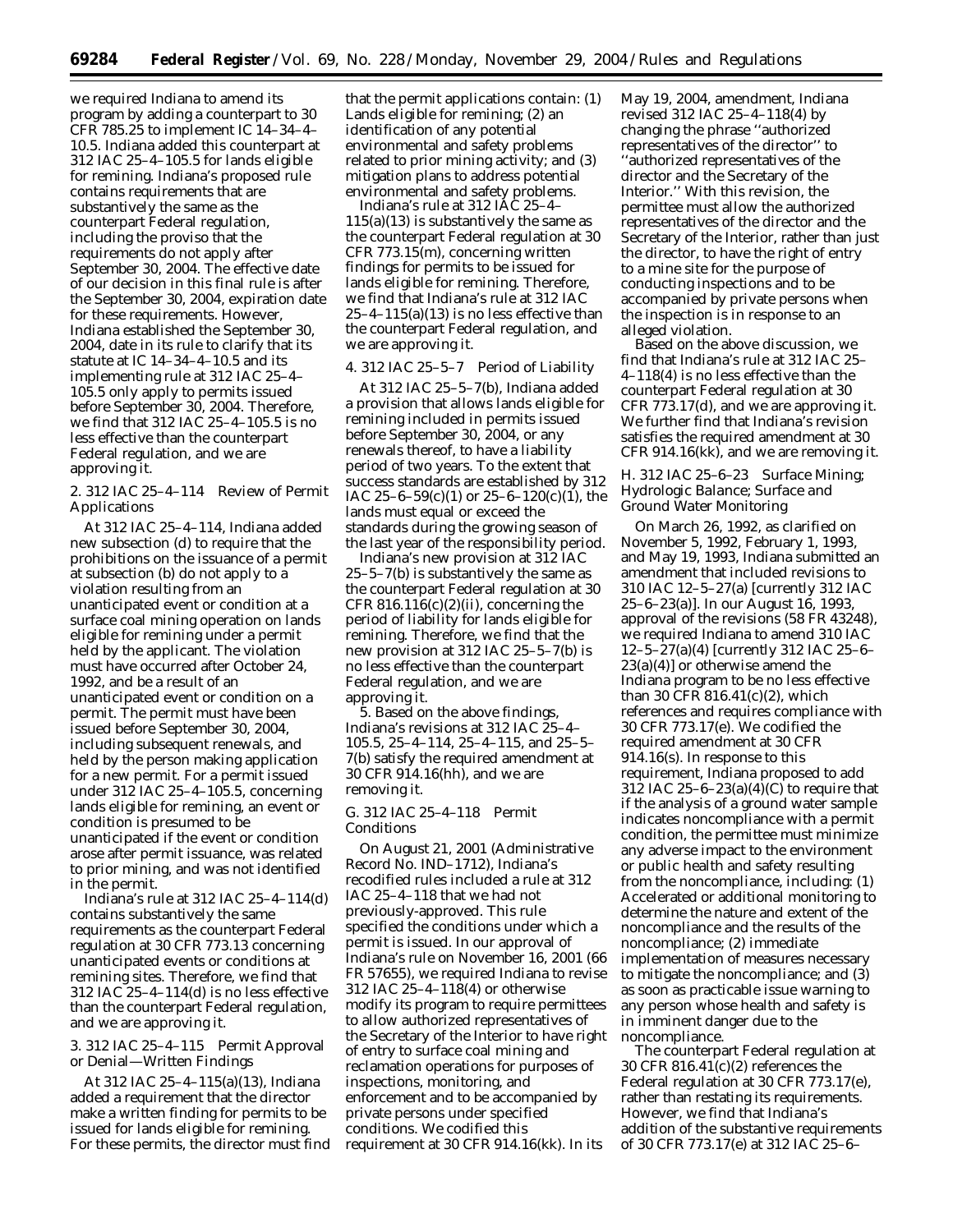we required Indiana to amend its program by adding a counterpart to 30 CFR 785.25 to implement IC 14–34–4–10.5. Indiana added this counterpart at 312 IAC 25–4–105.5 for lands eligible for remining. Indiana's proposed rule contains requirements that are substantively the same as the counterpart Federal regulation, including the proviso that the requirements do not apply after September 30, 2004. The effective date of our decision in this final rule is after the September 30, 2004, expiration date for these requirements. However, Indiana established the September 30, 2004, date in its rule to clarify that its statute at IC 14–34–4–10.5 and its implementing rule at 312 IAC 25–4–105.5 only apply to permits issued before September 30, 2004. Therefore, we find that 312 IAC 25–4–105.5 is no less effective than the counterpart Federal regulation, and we are approving it.

2. 312 IAC 25–4–114 Review of Permit Applications

At 312 IAC 25–4–114, Indiana added new subsection (d) to require that the prohibitions on the issuance of a permit at subsection (b) do not apply to a violation resulting from an unanticipated event or condition at a surface coal mining operation on lands eligible for remining under a permit held by the applicant. The violation must have occurred after October 24, 1992, and be a result of an unanticipated event or condition on a permit. The permit must have been issued before September 30, 2004, including subsequent renewals, and held by the person making application for a new permit. For a permit issued under 312 IAC 25–4–105.5, concerning lands eligible for remining, an event or condition is presumed to be unanticipated if the event or condition arose after permit issuance, was related to prior mining, and was not identified in the permit.

Indiana's rule at 312 IAC 25–4–114(d) contains substantively the same requirements as the counterpart Federal regulation at 30 CFR 773.13 concerning unanticipated events or conditions at remining sites. Therefore, we find that 312 IAC 25–4–114(d) is no less effective than the counterpart Federal regulation, and we are approving it.

3. 312 IAC 25–4–115 Permit Approval or Denial—Written Findings

At 312 IAC 25–4–115(a)(13), Indiana added a requirement that the director make a written finding for permits to be issued for lands eligible for remining. For these permits, the director must find that the permit applications contain: (1) Lands eligible for remining; (2) an identification of any potential environmental and safety problems related to prior mining activity; and (3) mitigation plans to address potential environmental and safety problems.

Indiana's rule at 312 IAC 25–4–115(a)(13) is substantively the same as the counterpart Federal regulation at 30 CFR 773.15(m), concerning written findings for permits to be issued for lands eligible for remining. Therefore, we find that Indiana's rule at 312 IAC 25–4–115(a)(13) is no less effective than the counterpart Federal regulation, and we are approving it.

4. 312 IAC 25–5–7 Period of Liability

At 312 IAC 25–5–7(b), Indiana added a provision that allows lands eligible for remining included in permits issued before September 30, 2004, or any renewals thereof, to have a liability period of two years. To the extent that success standards are established by 312 IAC 25–6–59(c)(1) or 25–6–120(c)(1), the lands must equal or exceed the standards during the growing season of the last year of the responsibility period.

Indiana's new provision at 312 IAC 25–5–7(b) is substantively the same as the counterpart Federal regulation at 30 CFR 816.116(c)(2)(ii), concerning the period of liability for lands eligible for remining. Therefore, we find that the new provision at 312 IAC 25–5–7(b) is no less effective than the counterpart Federal regulation, and we are approving it.

5. Based on the above findings, Indiana's revisions at 312 IAC 25–4–105.5, 25–4–114, 25–4–115, and 25–5–7(b) satisfy the required amendment at 30 CFR 914.16(hh), and we are removing it.

## G. 312 IAC 25–4–118 Permit Conditions

On August 21, 2001 (Administrative Record No. IND–1712), Indiana's recodified rules included a rule at 312 IAC 25–4–118 that we had not previously-approved. This rule specified the conditions under which a permit is issued. In our approval of Indiana's rule on November 16, 2001 (66 FR 57655), we required Indiana to revise 312 IAC 25–4–118(4) or otherwise modify its program to require permittees to allow authorized representatives of the Secretary of the Interior to have right of entry to surface coal mining and reclamation operations for purposes of inspections, monitoring, and enforcement and to be accompanied by private persons under specified conditions. We codified this requirement at 30 CFR 914.16(kk). In its May 19, 2004, amendment, Indiana revised 312 IAC 25–4–118(4) by changing the phrase "authorized representatives of the director" to "authorized representatives of the director and the Secretary of the Interior." With this revision, the permittee must allow the authorized representatives of the director and the Secretary of the Interior, rather than just the director, to have the right of entry to a mine site for the purpose of conducting inspections and to be accompanied by private persons when the inspection is in response to an alleged violation.

Based on the above discussion, we find that Indiana's rule at 312 IAC 25–4–118(4) is no less effective than the counterpart Federal regulation at 30 CFR 773.17(d), and we are approving it. We further find that Indiana's revision satisfies the required amendment at 30 CFR 914.16(kk), and we are removing it.

## H. 312 IAC 25–6–23 Surface Mining; Hydrologic Balance; Surface and Ground Water Monitoring

On March 26, 1992, as clarified on November 5, 1992, February 1, 1993, and May 19, 1993, Indiana submitted an amendment that included revisions to 310 IAC 12–5–27(a) [currently 312 IAC 25–6–23(a)]. In our August 16, 1993, approval of the revisions (58 FR 43248), we required Indiana to amend 310 IAC 12–5–27(a)(4) [currently 312 IAC 25–6–23(a)(4)] or otherwise amend the Indiana program to be no less effective than 30 CFR 816.41(c)(2), which references and requires compliance with 30 CFR 773.17(e). We codified the required amendment at 30 CFR 914.16(s). In response to this requirement, Indiana proposed to add 312 IAC 25–6–23(a)(4)(C) to require that if the analysis of a ground water sample indicates noncompliance with a permit condition, the permittee must minimize any adverse impact to the environment or public health and safety resulting from the noncompliance, including: (1) Accelerated or additional monitoring to determine the nature and extent of the noncompliance and the results of the noncompliance; (2) immediate implementation of measures necessary to mitigate the noncompliance; and (3) as soon as practicable issue warning to any person whose health and safety is in imminent danger due to the noncompliance.

The counterpart Federal regulation at 30 CFR 816.41(c)(2) references the Federal regulation at 30 CFR 773.17(e), rather than restating its requirements. However, we find that Indiana's addition of the substantive requirements of 30 CFR 773.17(e) at 312 IAC 25–6–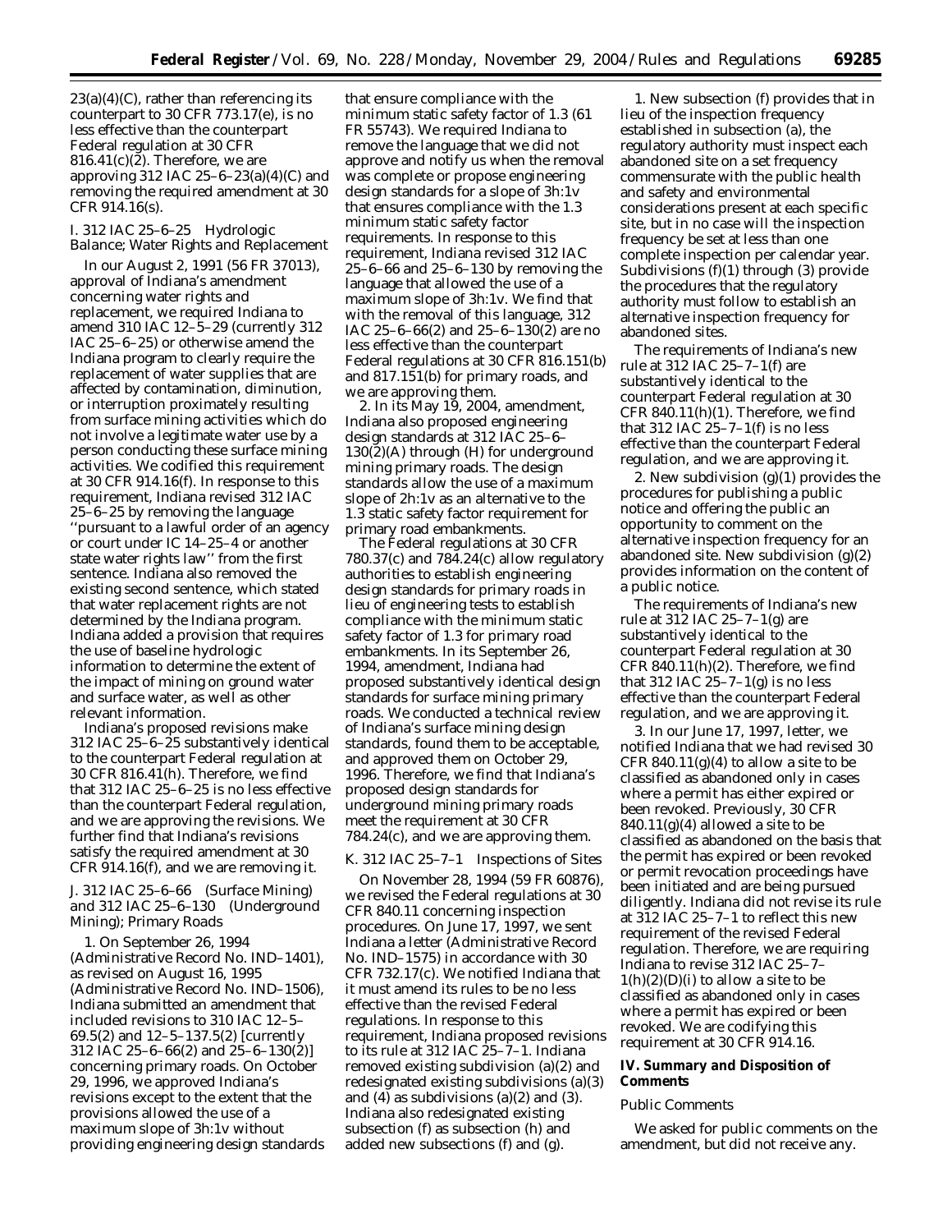23(a)(4)(C), rather than referencing its counterpart to 30 CFR 773.17(e), is no less effective than the counterpart Federal regulation at 30 CFR 816.41(c)(2). Therefore, we are approving 312 IAC 25–6–23(a)(4)(C) and removing the required amendment at 30 CFR 914.16(s).

### I. 312 IAC 25–6–25 Hydrologic Balance; Water Rights and Replacement

In our August 2, 1991 (56 FR 37013), approval of Indiana's amendment concerning water rights and replacement, we required Indiana to amend 310 IAC 12–5–29 (currently 312 IAC 25–6–25) or otherwise amend the Indiana program to clearly require the replacement of water supplies that are affected by contamination, diminution, or interruption proximately resulting from surface mining activities which do not involve a legitimate water use by a person conducting these surface mining activities. We codified this requirement at 30 CFR 914.16(f). In response to this requirement, Indiana revised 312 IAC 25–6–25 by removing the language ''pursuant to a lawful order of an agency or court under IC 14–25–4 or another state water rights law'' from the first sentence. Indiana also removed the existing second sentence, which stated that water replacement rights are not determined by the Indiana program. Indiana added a provision that requires the use of baseline hydrologic information to determine the extent of the impact of mining on ground water and surface water, as well as other relevant information.

Indiana's proposed revisions make 312 IAC 25–6–25 substantively identical to the counterpart Federal regulation at 30 CFR 816.41(h). Therefore, we find that 312 IAC 25–6–25 is no less effective than the counterpart Federal regulation, and we are approving the revisions. We further find that Indiana's revisions satisfy the required amendment at 30 CFR 914.16(f), and we are removing it.

### J. 312 IAC 25–6–66 (Surface Mining) and 312 IAC 25–6–130 (Underground Mining); Primary Roads

1. On September 26, 1994 (Administrative Record No. IND–1401), as revised on August 16, 1995 (Administrative Record No. IND–1506), Indiana submitted an amendment that included revisions to 310 IAC 12–5–69.5(2) and 12–5–137.5(2) [currently 312 IAC 25–6–66(2) and 25–6–130(2)] concerning primary roads. On October 29, 1996, we approved Indiana's revisions except to the extent that the provisions allowed the use of a maximum slope of 3h:1v without providing engineering design standards that ensure compliance with the minimum static safety factor of 1.3 (61 FR 55743). We required Indiana to remove the language that we did not approve and notify us when the removal was complete or propose engineering design standards for a slope of 3h:1v that ensures compliance with the 1.3 minimum static safety factor requirements. In response to this requirement, Indiana revised 312 IAC 25–6–66 and 25–6–130 by removing the language that allowed the use of a maximum slope of 3h:1v. We find that with the removal of this language, 312 IAC 25–6–66(2) and 25–6–130(2) are no less effective than the counterpart Federal regulations at 30 CFR 816.151(b) and 817.151(b) for primary roads, and we are approving them.

2. In its May 19, 2004, amendment, Indiana also proposed engineering design standards at 312 IAC 25–6–130(2)(A) through (H) for underground mining primary roads. The design standards allow the use of a maximum slope of 2h:1v as an alternative to the 1.3 static safety factor requirement for primary road embankments.

The Federal regulations at 30 CFR 780.37(c) and 784.24(c) allow regulatory authorities to establish engineering design standards for primary roads in lieu of engineering tests to establish compliance with the minimum static safety factor of 1.3 for primary road embankments. In its September 26, 1994, amendment, Indiana had proposed substantively identical design standards for surface mining primary roads. We conducted a technical review of Indiana's surface mining design standards, found them to be acceptable, and approved them on October 29, 1996. Therefore, we find that Indiana's proposed design standards for underground mining primary roads meet the requirement at 30 CFR 784.24(c), and we are approving them.

### K. 312 IAC 25–7–1 Inspections of Sites

On November 28, 1994 (59 FR 60876), we revised the Federal regulations at 30 CFR 840.11 concerning inspection procedures. On June 17, 1997, we sent Indiana a letter (Administrative Record No. IND–1575) in accordance with 30 CFR 732.17(c). We notified Indiana that it must amend its rules to be no less effective than the revised Federal regulations. In response to this requirement, Indiana proposed revisions to its rule at 312 IAC 25–7–1. Indiana removed existing subdivision (a)(2) and redesignated existing subdivisions (a)(3) and (4) as subdivisions (a)(2) and (3). Indiana also redesignated existing subsection (f) as subsection (h) and added new subsections (f) and (g).

1. New subsection (f) provides that in lieu of the inspection frequency established in subsection (a), the regulatory authority must inspect each abandoned site on a set frequency commensurate with the public health and safety and environmental considerations present at each specific site, but in no case will the inspection frequency be set at less than one complete inspection per calendar year. Subdivisions (f)(1) through (3) provide the procedures that the regulatory authority must follow to establish an alternative inspection frequency for abandoned sites.

The requirements of Indiana's new rule at 312 IAC 25–7–1(f) are substantively identical to the counterpart Federal regulation at 30 CFR 840.11(h)(1). Therefore, we find that 312 IAC 25–7–1(f) is no less effective than the counterpart Federal regulation, and we are approving it.

2. New subdivision (g)(1) provides the procedures for publishing a public notice and offering the public an opportunity to comment on the alternative inspection frequency for an abandoned site. New subdivision (g)(2) provides information on the content of a public notice.

The requirements of Indiana's new rule at 312 IAC 25–7–1(g) are substantively identical to the counterpart Federal regulation at 30 CFR 840.11(h)(2). Therefore, we find that 312 IAC 25–7–1(g) is no less effective than the counterpart Federal regulation, and we are approving it.

3. In our June 17, 1997, letter, we notified Indiana that we had revised 30 CFR 840.11(g)(4) to allow a site to be classified as abandoned only in cases where a permit has either expired or been revoked. Previously, 30 CFR 840.11(g)(4) allowed a site to be classified as abandoned on the basis that the permit has expired or been revoked or permit revocation proceedings have been initiated and are being pursued diligently. Indiana did not revise its rule at 312 IAC 25–7–1 to reflect this new requirement of the revised Federal regulation. Therefore, we are requiring Indiana to revise 312 IAC 25–7–1(h)(2)(D)(i) to allow a site to be classified as abandoned only in cases where a permit has expired or been revoked. We are codifying this requirement at 30 CFR 914.16.

## IV. Summary and Disposition of Comments

*Public Comments*

We asked for public comments on the amendment, but did not receive any.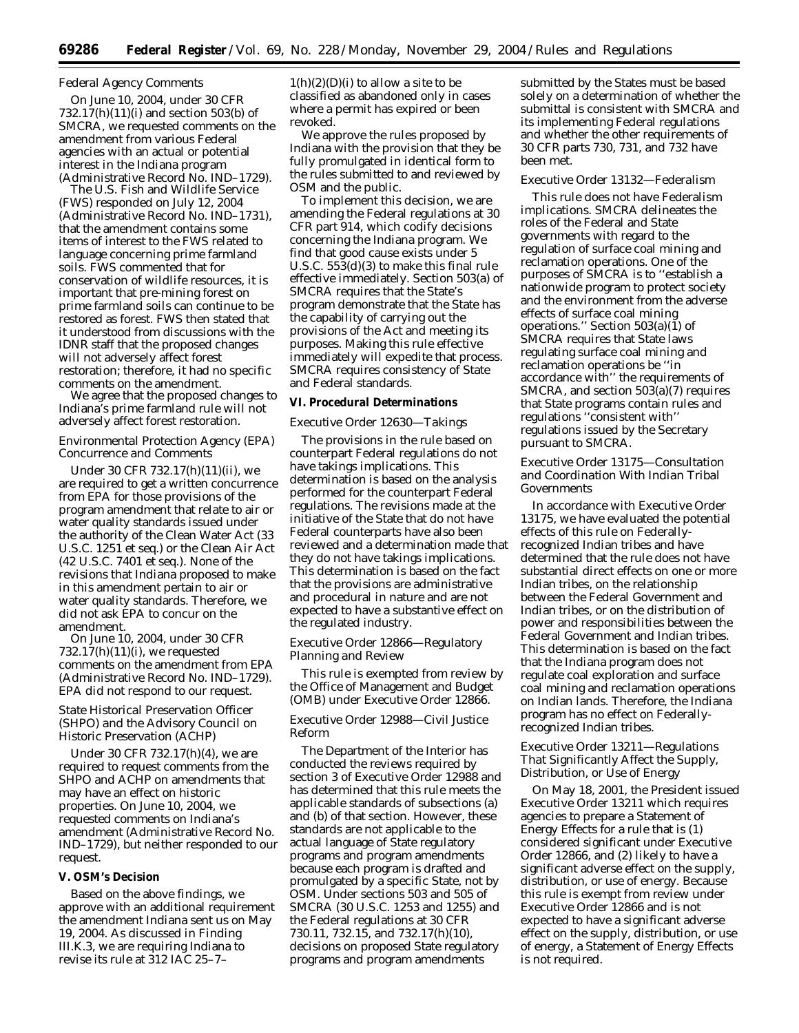*Federal Agency Comments*

On June 10, 2004, under 30 CFR 732.17(h)(11)(i) and section 503(b) of SMCRA, we requested comments on the amendment from various Federal agencies with an actual or potential interest in the Indiana program (Administrative Record No. IND–1729).

The U.S. Fish and Wildlife Service (FWS) responded on July 12, 2004 (Administrative Record No. IND–1731), that the amendment contains some items of interest to the FWS related to language concerning prime farmland soils. FWS commented that for conservation of wildlife resources, it is important that pre-mining forest on prime farmland soils can continue to be restored as forest. FWS then stated that it understood from discussions with the IDNR staff that the proposed changes will not adversely affect forest restoration; therefore, it had no specific comments on the amendment.

We agree that the proposed changes to Indiana's prime farmland rule will not adversely affect forest restoration.

*Environmental Protection Agency (EPA) Concurrence and Comments*

Under 30 CFR 732.17(h)(11)(ii), we are required to get a written concurrence from EPA for those provisions of the program amendment that relate to air or water quality standards issued under the authority of the Clean Water Act (33 U.S.C. 1251 et seq.) or the Clean Air Act (42 U.S.C. 7401 et seq.). None of the revisions that Indiana proposed to make in this amendment pertain to air or water quality standards. Therefore, we did not ask EPA to concur on the amendment.

On June 10, 2004, under 30 CFR 732.17(h)(11)(i), we requested comments on the amendment from EPA (Administrative Record No. IND–1729). EPA did not respond to our request.

*State Historical Preservation Officer (SHPO) and the Advisory Council on Historic Preservation (ACHP)*

Under 30 CFR 732.17(h)(4), we are required to request comments from the SHPO and ACHP on amendments that may have an effect on historic properties. On June 10, 2004, we requested comments on Indiana's amendment (Administrative Record No. IND–1729), but neither responded to our request.

**V. OSM's Decision**

Based on the above findings, we approve with an additional requirement the amendment Indiana sent us on May 19, 2004. As discussed in Finding III.K.3, we are requiring Indiana to revise its rule at 312 IAC 25–7–1(h)(2)(D)(i) to allow a site to be classified as abandoned only in cases where a permit has expired or been revoked.

We approve the rules proposed by Indiana with the provision that they be fully promulgated in identical form to the rules submitted to and reviewed by OSM and the public.

To implement this decision, we are amending the Federal regulations at 30 CFR part 914, which codify decisions concerning the Indiana program. We find that good cause exists under 5 U.S.C. 553(d)(3) to make this final rule effective immediately. Section 503(a) of SMCRA requires that the State's program demonstrate that the State has the capability of carrying out the provisions of the Act and meeting its purposes. Making this rule effective immediately will expedite that process. SMCRA requires consistency of State and Federal standards.

**VI. Procedural Determinations**

*Executive Order 12630—Takings*

The provisions in the rule based on counterpart Federal regulations do not have takings implications. This determination is based on the analysis performed for the counterpart Federal regulations. The revisions made at the initiative of the State that do not have Federal counterparts have also been reviewed and a determination made that they do not have takings implications. This determination is based on the fact that the provisions are administrative and procedural in nature and are not expected to have a substantive effect on the regulated industry.

*Executive Order 12866—Regulatory Planning and Review*

This rule is exempted from review by the Office of Management and Budget (OMB) under Executive Order 12866.

*Executive Order 12988—Civil Justice Reform*

The Department of the Interior has conducted the reviews required by section 3 of Executive Order 12988 and has determined that this rule meets the applicable standards of subsections (a) and (b) of that section. However, these standards are not applicable to the actual language of State regulatory programs and program amendments because each program is drafted and promulgated by a specific State, not by OSM. Under sections 503 and 505 of SMCRA (30 U.S.C. 1253 and 1255) and the Federal regulations at 30 CFR 730.11, 732.15, and 732.17(h)(10), decisions on proposed State regulatory programs and program amendments submitted by the States must be based solely on a determination of whether the submittal is consistent with SMCRA and its implementing Federal regulations and whether the other requirements of 30 CFR parts 730, 731, and 732 have been met.

*Executive Order 13132—Federalism*

This rule does not have Federalism implications. SMCRA delineates the roles of the Federal and State governments with regard to the regulation of surface coal mining and reclamation operations. One of the purposes of SMCRA is to "establish a nationwide program to protect society and the environment from the adverse effects of surface coal mining operations." Section 503(a)(1) of SMCRA requires that State laws regulating surface coal mining and reclamation operations be "in accordance with" the requirements of SMCRA, and section 503(a)(7) requires that State programs contain rules and regulations "consistent with" regulations issued by the Secretary pursuant to SMCRA.

*Executive Order 13175—Consultation and Coordination With Indian Tribal Governments*

In accordance with Executive Order 13175, we have evaluated the potential effects of this rule on Federally-recognized Indian tribes and have determined that the rule does not have substantial direct effects on one or more Indian tribes, on the relationship between the Federal Government and Indian tribes, or on the distribution of power and responsibilities between the Federal Government and Indian tribes. This determination is based on the fact that the Indiana program does not regulate coal exploration and surface coal mining and reclamation operations on Indian lands. Therefore, the Indiana program has no effect on Federally-recognized Indian tribes.

*Executive Order 13211—Regulations That Significantly Affect the Supply, Distribution, or Use of Energy*

On May 18, 2001, the President issued Executive Order 13211 which requires agencies to prepare a Statement of Energy Effects for a rule that is (1) considered significant under Executive Order 12866, and (2) likely to have a significant adverse effect on the supply, distribution, or use of energy. Because this rule is exempt from review under Executive Order 12866 and is not expected to have a significant adverse effect on the supply, distribution, or use of energy, a Statement of Energy Effects is not required.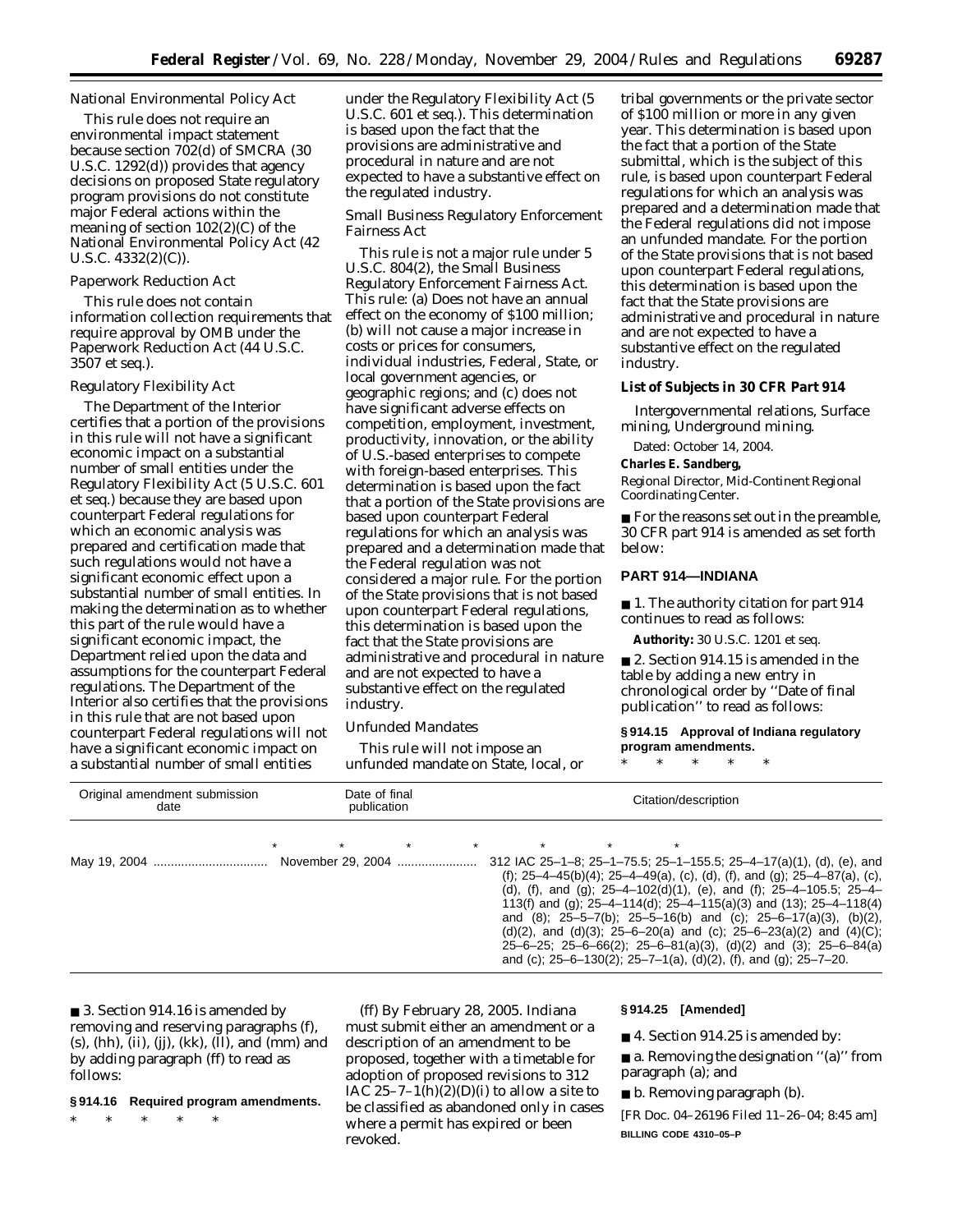## National Environmental Policy Act

This rule does not require an environmental impact statement because section 702(d) of SMCRA (30 U.S.C. 1292(d)) provides that agency decisions on proposed State regulatory program provisions do not constitute major Federal actions within the meaning of section 102(2)(C) of the National Environmental Policy Act (42 U.S.C. 4332(2)(C)).

## Paperwork Reduction Act

This rule does not contain information collection requirements that require approval by OMB under the Paperwork Reduction Act (44 U.S.C. 3507 et seq.).

## Regulatory Flexibility Act

The Department of the Interior certifies that a portion of the provisions in this rule will not have a significant economic impact on a substantial number of small entities under the Regulatory Flexibility Act (5 U.S.C. 601 et seq.) because they are based upon counterpart Federal regulations for which an economic analysis was prepared and certification made that such regulations would not have a significant economic effect upon a substantial number of small entities. In making the determination as to whether this part of the rule would have a significant economic impact, the Department relied upon the data and assumptions for the counterpart Federal regulations. The Department of the Interior also certifies that the provisions in this rule that are not based upon counterpart Federal regulations will not have a significant economic impact on a substantial number of small entities under the Regulatory Flexibility Act (5 U.S.C. 601 et seq.). This determination is based upon the fact that the provisions are administrative and procedural in nature and are not expected to have a substantive effect on the regulated industry.

## Small Business Regulatory Enforcement Fairness Act

This rule is not a major rule under 5 U.S.C. 804(2), the Small Business Regulatory Enforcement Fairness Act. This rule: (a) Does not have an annual effect on the economy of $100 million; (b) will not cause a major increase in costs or prices for consumers, individual industries, Federal, State, or local government agencies, or geographic regions; and (c) does not have significant adverse effects on competition, employment, investment, productivity, innovation, or the ability of U.S.-based enterprises to compete with foreign-based enterprises. This determination is based upon the fact that a portion of the State provisions are based upon counterpart Federal regulations for which an analysis was prepared and a determination made that the Federal regulation was not considered a major rule. For the portion of the State provisions that is not based upon counterpart Federal regulations, this determination is based upon the fact that the State provisions are administrative and procedural in nature and are not expected to have a substantive effect on the regulated industry.

## Unfunded Mandates

This rule will not impose an unfunded mandate on State, local, or tribal governments or the private sector of $100 million or more in any given year. This determination is based upon the fact that a portion of the State submittal, which is the subject of this rule, is based upon counterpart Federal regulations for which an analysis was prepared and a determination made that the Federal regulations did not impose an unfunded mandate. For the portion of the State provisions that is not based upon counterpart Federal regulations, this determination is based upon the fact that the State provisions are administrative and procedural in nature and are not expected to have a substantive effect on the regulated industry.

**List of Subjects in 30 CFR Part 914**

Intergovernmental relations, Surface mining, Underground mining.

Dated: October 14, 2004.

**Charles E. Sandberg,**

*Regional Director, Mid-Continent Regional Coordinating Center.*

■ For the reasons set out in the preamble, 30 CFR part 914 is amended as set forth below:

## PART 914—INDIANA

■ 1. The authority citation for part 914 continues to read as follows:

**Authority:** 30 U.S.C. 1201 et seq.

■ 2. Section 914.15 is amended in the table by adding a new entry in chronological order by "Date of final publication" to read as follows:

**§ 914.15 Approval of Indiana regulatory program amendments.**

\* \* \* \* \*

| Original amendment submission date | Date of final publication | Citation/description |
|---|---|---|
| \* | \* | \* \* \* \* \* |
| May 19, 2004 | November 29, 2004 | 312 IAC 25–1–8; 25–1–75.5; 25–1–155.5; 25–4–17(a)(1), (d), (e), and (f); 25–4–45(b)(4); 25–4–49(a), (c), (d), (f), and (g); 25–4–87(a), (c), (d), (f), and (g); 25–4–102(d)(1), (e), and (f); 25–4–105.5; 25–4–113(f) and (g); 25–4–114(d); 25–4–115(a)(3) and (13); 25–4–118(4) and (8); 25–5–7(b); 25–5–16(b) and (c); 25–6–17(a)(3), (b)(2), (d)(2), and (d)(3); 25–6–20(a) and (c); 25–6–23(a)(2) and (4)(C); 25–6–25; 25–6–66(2); 25–6–81(a)(3), (d)(2) and (3); 25–6–84(a) and (c); 25–6–130(2); 25–7–1(a), (d)(2), (f), and (g); 25–7–20. |

■ 3. Section 914.16 is amended by removing and reserving paragraphs (f), (s), (hh), (ii), (jj), (kk), (ll), and (mm) and by adding paragraph (ff) to read as follows:

**§ 914.16 Required program amendments.**

\* \* \* \* \*

(ff) By February 28, 2005. Indiana must submit either an amendment or a description of an amendment to be proposed, together with a timetable for adoption of proposed revisions to 312 IAC 25–7–1(h)(2)(D)(i) to allow a site to be classified as abandoned only in cases where a permit has expired or been revoked.

**§ 914.25 [Amended]**

■ 4. Section 914.25 is amended by:

■ a. Removing the designation "(a)" from paragraph (a); and

■ b. Removing paragraph (b).

[FR Doc. 04–26196 Filed 11–26–04; 8:45 am]

**BILLING CODE 4310–05–P**